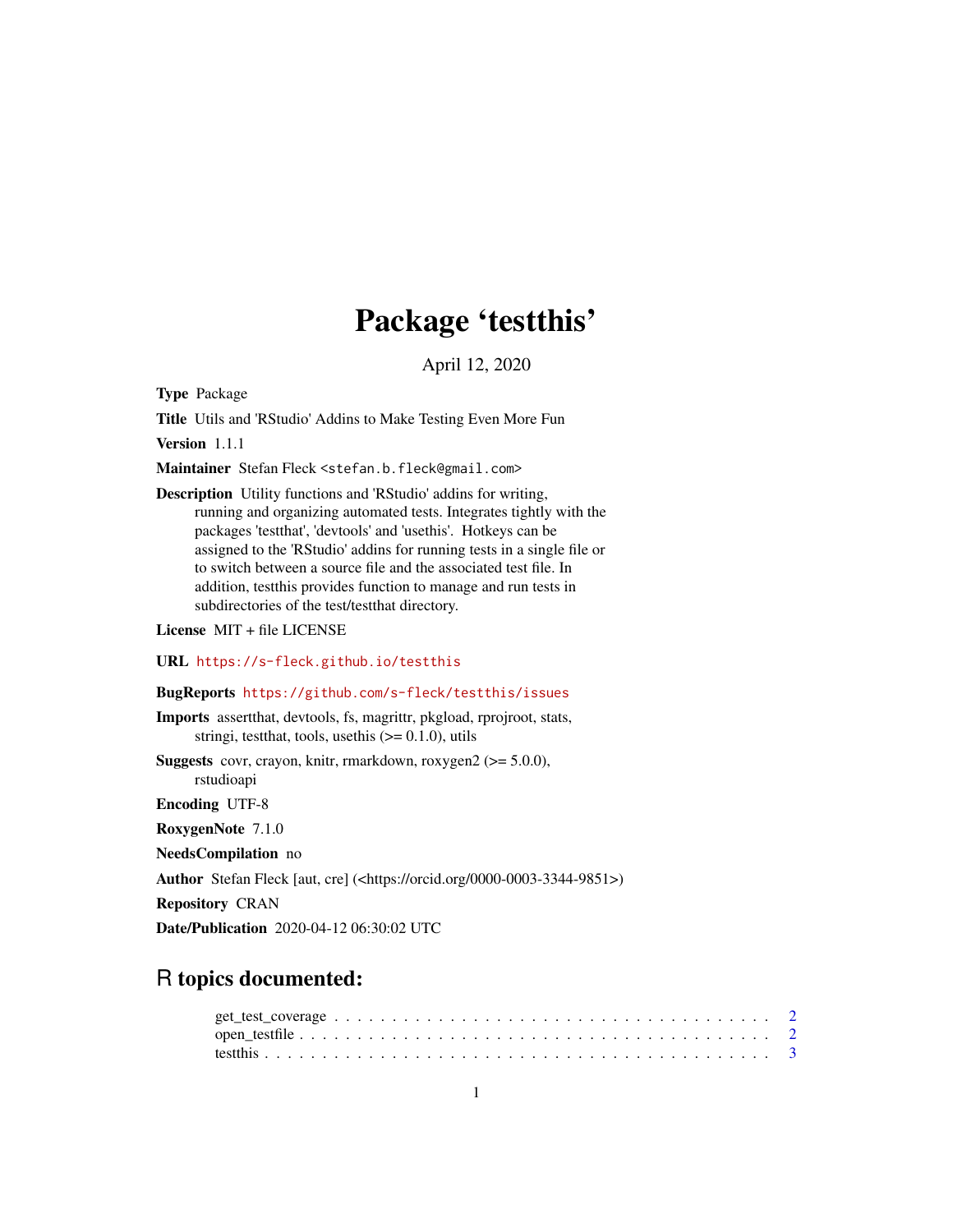# Package 'testthis'

April 12, 2020

**Type** Package

**Title** Utils and 'RStudio' Addins to Make Testing Even More Fun

**Version** 1.1.1

**Maintainer** Stefan Fleck <stefan.b.fleck@gmail.com>

**Description** Utility functions and 'RStudio' addins for writing, running and organizing automated tests. Integrates tightly with the packages 'testthat', 'devtools' and 'usethis'. Hotkeys can be assigned to the 'RStudio' addins for running tests in a single file or to switch between a source file and the associated test file. In addition, testthis provides function to manage and run tests in subdirectories of the test/testthat directory.

**License** MIT + file LICENSE

**URL** https://s-fleck.github.io/testthis

**BugReports** https://github.com/s-fleck/testthis/issues

**Imports** assertthat, devtools, fs, magrittr, pkgload, rprojroot, stats, stringi, testthat, tools, usethis (>= 0.1.0), utils

**Suggests** covr, crayon, knitr, rmarkdown, roxygen2 (>= 5.0.0), rstudioapi

**Encoding** UTF-8

**RoxygenNote** 7.1.0

**NeedsCompilation** no

**Author** Stefan Fleck [aut, cre] (<https://orcid.org/0000-0003-3344-9851>)

**Repository** CRAN

**Date/Publication** 2020-04-12 06:30:02 UTC

## R topics documented:

get_test_coverage . . . . . . . . . . . . . . . . . . . . . . . . . . . . . . . . . . . . 2
open_testfile . . . . . . . . . . . . . . . . . . . . . . . . . . . . . . . . . . . . . . . 2
testthis . . . . . . . . . . . . . . . . . . . . . . . . . . . . . . . . . . . . . . . . . . 3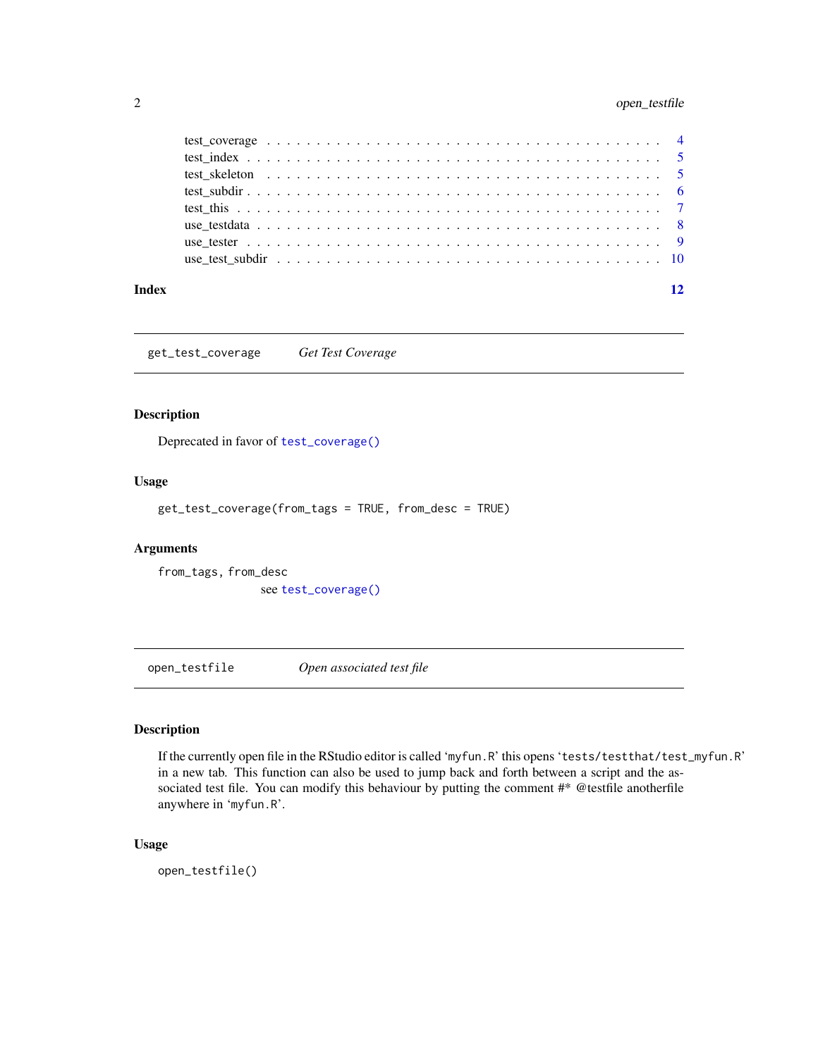test_coverage . . . . . . . . . . . . . . . . . . . . . . . . . . . . . . . . . . . . . 4
test_index . . . . . . . . . . . . . . . . . . . . . . . . . . . . . . . . . . . . . . . 5
test_skeleton . . . . . . . . . . . . . . . . . . . . . . . . . . . . . . . . . . . . . 5
test_subdir . . . . . . . . . . . . . . . . . . . . . . . . . . . . . . . . . . . . . . 6
test_this . . . . . . . . . . . . . . . . . . . . . . . . . . . . . . . . . . . . . . . 7
use_testdata . . . . . . . . . . . . . . . . . . . . . . . . . . . . . . . . . . . . . 8
use_tester . . . . . . . . . . . . . . . . . . . . . . . . . . . . . . . . . . . . . . . 9
use_test_subdir . . . . . . . . . . . . . . . . . . . . . . . . . . . . . . . . . . . 10

**Index** 12

---

## get_test_coverage — *Get Test Coverage*

### Description

Deprecated in favor of `test_coverage()`

### Usage

```
get_test_coverage(from_tags = TRUE, from_desc = TRUE)
```

### Arguments

`from_tags, from_desc`
: see `test_coverage()`

---

## open_testfile — *Open associated test file*

### Description

If the currently open file in the RStudio editor is called '`myfun.R`' this opens '`tests/testthat/test_myfun.R`' in a new tab. This function can also be used to jump back and forth between a script and the associated test file. You can modify this behaviour by putting the comment #* @testfile anotherfile anywhere in '`myfun.R`'.

### Usage

```
open_testfile()
```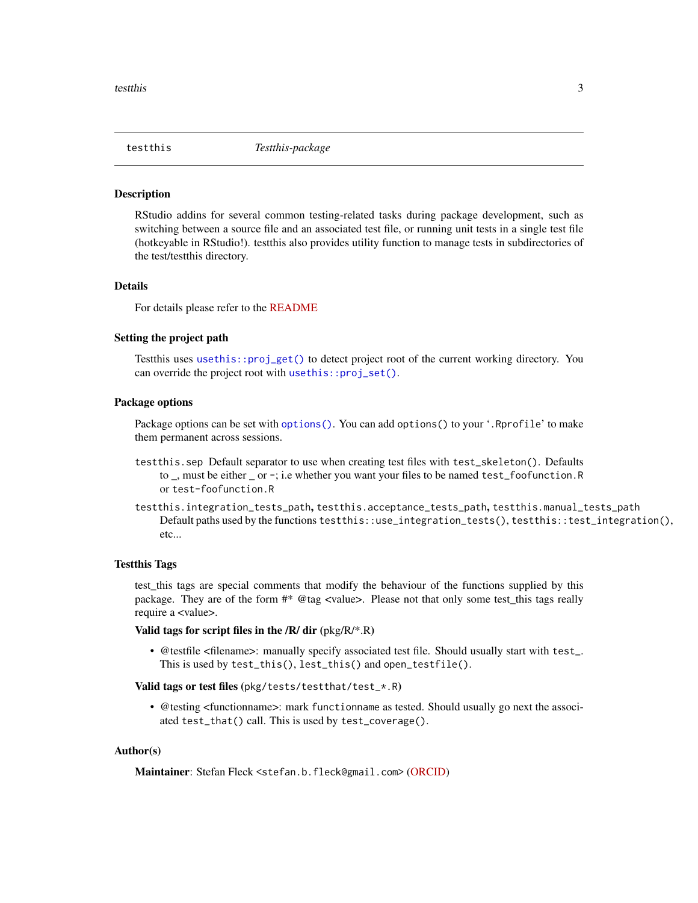testthis *Testthis-package*

### Description

RStudio addins for several common testing-related tasks during package development, such as switching between a source file and an associated test file, or running unit tests in a single test file (hotkeyable in RStudio!). testthis also provides utility function to manage tests in subdirectories of the test/testthis directory.

### Details

For details please refer to the README

### Setting the project path

Testthis uses `usethis::proj_get()` to detect project root of the current working directory. You can override the project root with `usethis::proj_set()`.

### Package options

Package options can be set with `options()`. You can add `options()` to your '`.Rprofile`' to make them permanent across sessions.

- `testthis.sep` Default separator to use when creating test files with `test_skeleton()`. Defaults to _, must be either _ or -; i.e whether you want your files to be named `test_foofunction.R` or `test-foofunction.R`
- `testthis.integration_tests_path`, `testthis.acceptance_tests_path`, `testthis.manual_tests_path` Default paths used by the functions `testthis::use_integration_tests()`, `testthis::test_integration()`, etc...

### Testthis Tags

test_this tags are special comments that modify the behaviour of the functions supplied by this package. They are of the form #* @tag <value>. Please not that only some test_this tags really require a <value>.

**Valid tags for script files in the /R/ dir** (pkg/R/*.R)

- @testfile <filename>: manually specify associated test file. Should usually start with `test_`. This is used by `test_this()`, `lest_this()` and `open_testfile()`.

**Valid tags or test files** (`pkg/tests/testthat/test_*.R`)

- @testing <functionname>: mark `functionname` as tested. Should usually go next the associated `test_that()` call. This is used by `test_coverage()`.

### Author(s)

**Maintainer**: Stefan Fleck <`stefan.b.fleck@gmail.com`> (ORCID)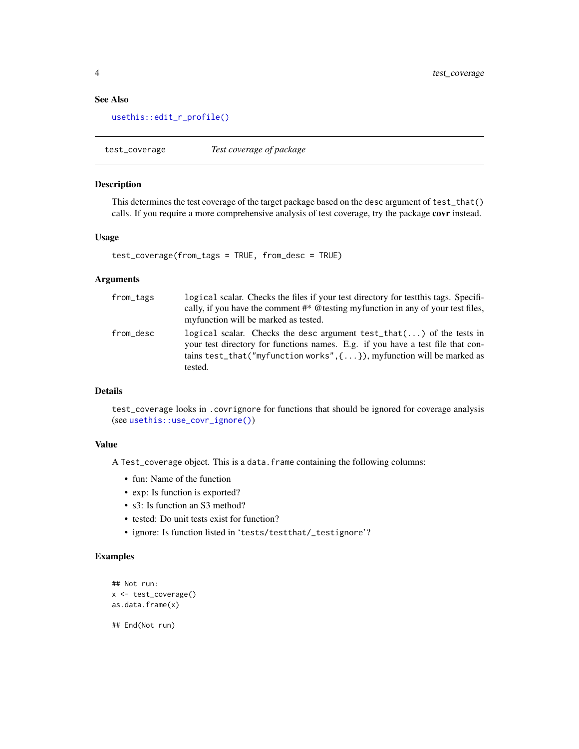## See Also

`usethis::edit_r_profile()`

---

## test_coverage — *Test coverage of package*

### Description

This determines the test coverage of the target package based on the `desc` argument of `test_that()` calls. If you require a more comprehensive analysis of test coverage, try the package **covr** instead.

### Usage

```
test_coverage(from_tags = TRUE, from_desc = TRUE)
```

### Arguments

- `from_tags` — `logical` scalar. Checks the files if your test directory for testthis tags. Specifically, if you have the comment #* @testing myfunction in any of your test files, myfunction will be marked as tested.
- `from_desc` — `logical` scalar. Checks the `desc` argument `test_that(...)` of the tests in your test directory for functions names. E.g. if you have a test file that contains `test_that("myfunction works",{...})`, myfunction will be marked as tested.

### Details

`test_coverage` looks in `.covrignore` for functions that should be ignored for coverage analysis (see `usethis::use_covr_ignore()`)

### Value

A `Test_coverage` object. This is a `data.frame` containing the following columns:

- fun: Name of the function
- exp: Is function is exported?
- s3: Is function an S3 method?
- tested: Do unit tests exist for function?
- ignore: Is function listed in '`tests/testthat/_testignore`'?

### Examples

```
## Not run:
x <- test_coverage()
as.data.frame(x)

## End(Not run)
```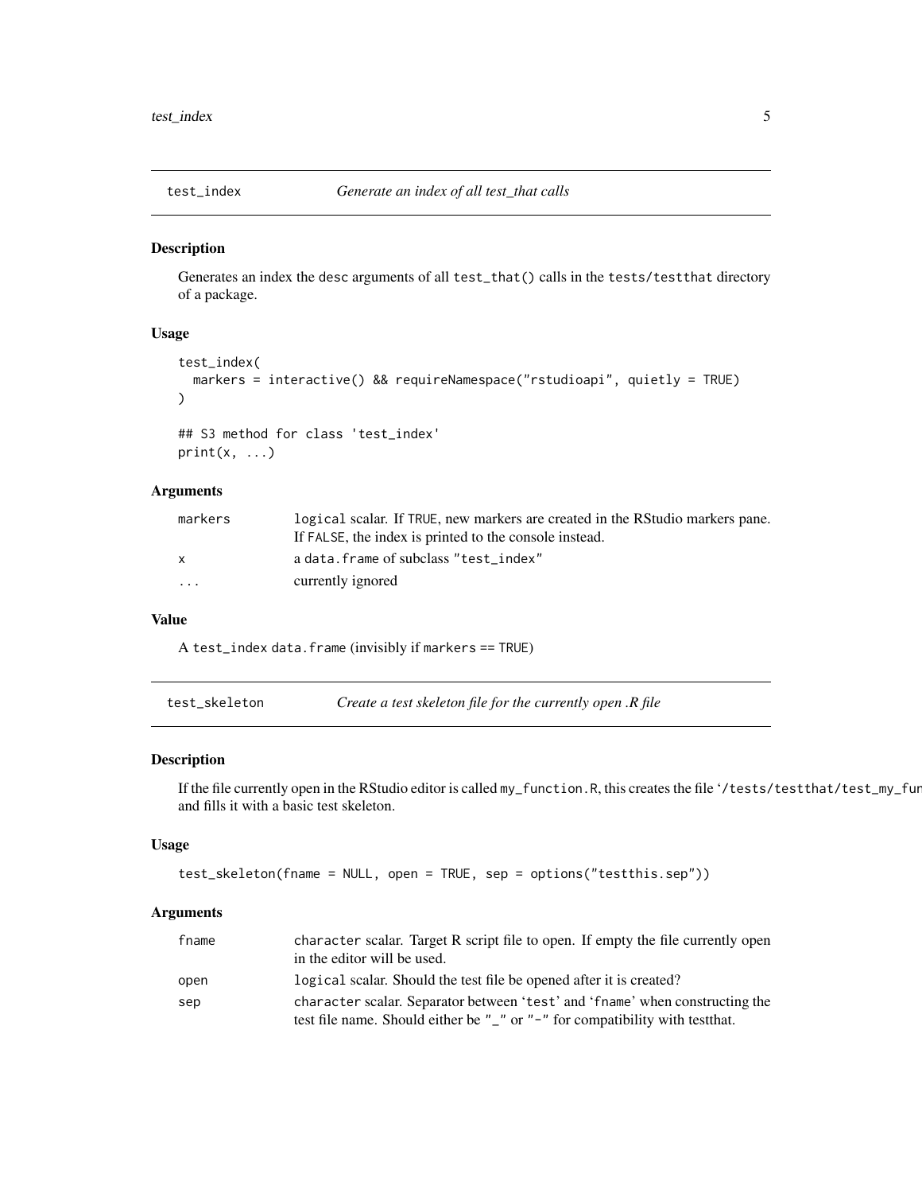## test_index — *Generate an index of all test_that calls*

### Description

Generates an index the desc arguments of all `test_that()` calls in the `tests/testthat` directory of a package.

### Usage

```
test_index(
  markers = interactive() && requireNamespace("rstudioapi", quietly = TRUE)
)

## S3 method for class 'test_index'
print(x, ...)
```

### Arguments

| | |
|---|---|
| markers | `logical` scalar. If `TRUE`, new markers are created in the RStudio markers pane. If `FALSE`, the index is printed to the console instead. |
| x | a `data.frame` of subclass `"test_index"` |
| ... | currently ignored |

### Value

A `test_index` `data.frame` (invisibly if `markers == TRUE`)

## test_skeleton — *Create a test skeleton file for the currently open .R file*

### Description

If the file currently open in the RStudio editor is called `my_function.R`, this creates the file '/tests/testthat/test_my_fun and fills it with a basic test skeleton.

### Usage

```
test_skeleton(fname = NULL, open = TRUE, sep = options("testthis.sep"))
```

### Arguments

| | |
|---|---|
| fname | `character` scalar. Target R script file to open. If empty the file currently open in the editor will be used. |
| open | `logical` scalar. Should the test file be opened after it is created? |
| sep | `character` scalar. Separator between 'test' and 'fname' when constructing the test file name. Should either be `"_"` or `"-"` for compatibility with testthat. |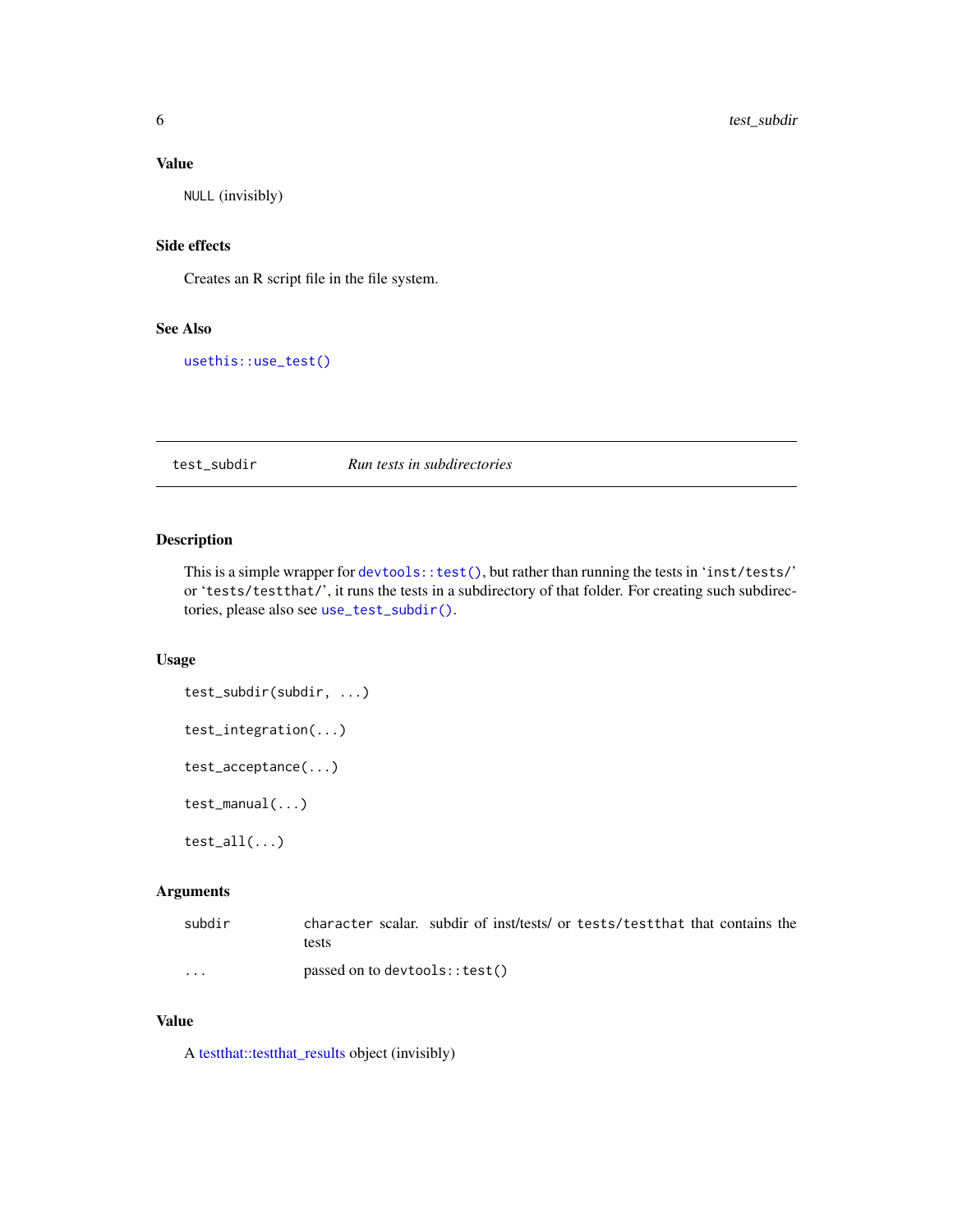### Value

`NULL` (invisibly)

### Side effects

Creates an R script file in the file system.

### See Also

`usethis::use_test()`

---

## test_subdir — *Run tests in subdirectories*

### Description

This is a simple wrapper for `devtools::test()`, but rather than running the tests in '`inst/tests/`' or '`tests/testthat/`', it runs the tests in a subdirectory of that folder. For creating such subdirectories, please also see `use_test_subdir()`.

### Usage

```
test_subdir(subdir, ...)

test_integration(...)

test_acceptance(...)

test_manual(...)

test_all(...)
```

### Arguments

| | |
|---|---|
| `subdir` | `character` scalar. subdir of inst/tests/ or `tests/testthat` that contains the tests |
| `...` | passed on to `devtools::test()` |

### Value

A testthat::testthat_results object (invisibly)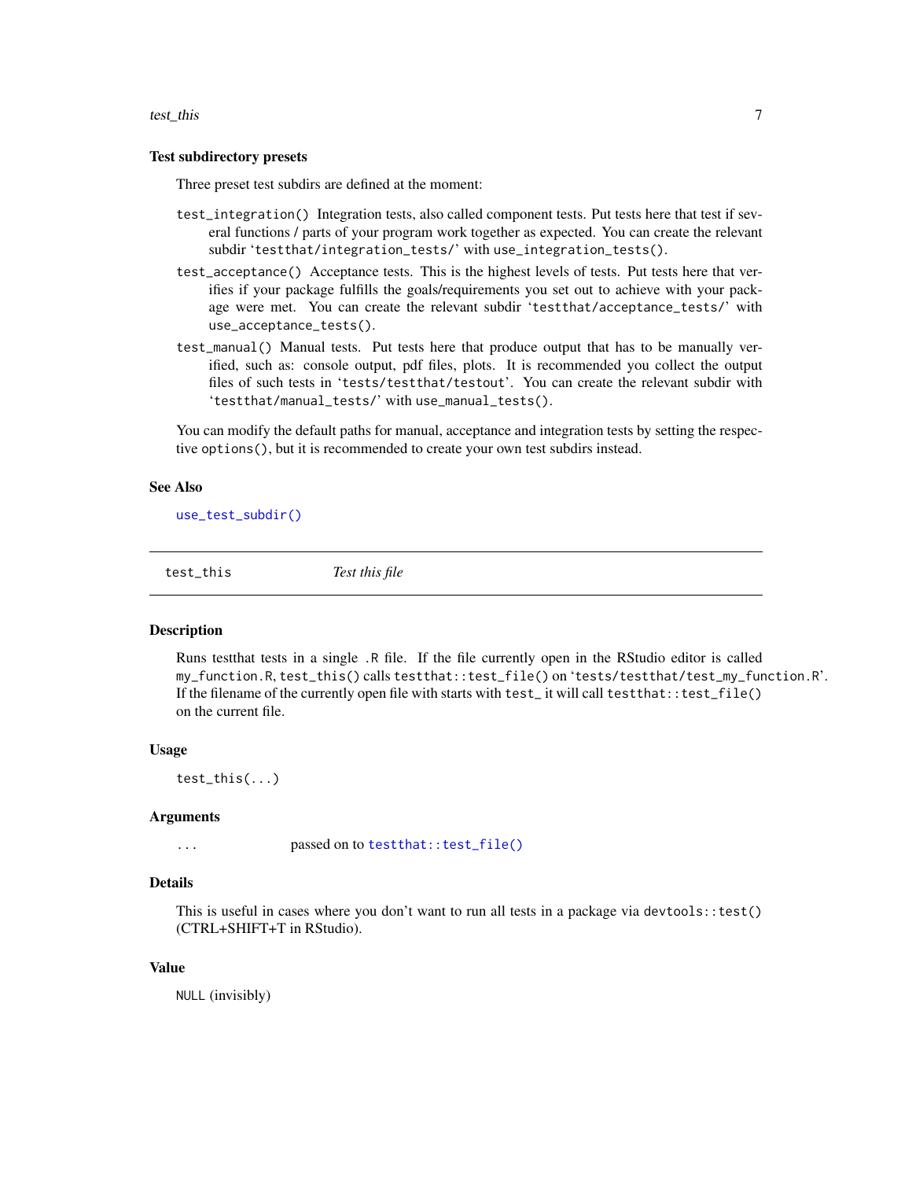### Test subdirectory presets

Three preset test subdirs are defined at the moment:

`test_integration()` Integration tests, also called component tests. Put tests here that test if several functions / parts of your program work together as expected. You can create the relevant subdir 'testthat/integration_tests/' with `use_integration_tests()`.

`test_acceptance()` Acceptance tests. This is the highest levels of tests. Put tests here that verifies if your package fulfills the goals/requirements you set out to achieve with your package were met. You can create the relevant subdir 'testthat/acceptance_tests/' with `use_acceptance_tests()`.

`test_manual()` Manual tests. Put tests here that produce output that has to be manually verified, such as: console output, pdf files, plots. It is recommended you collect the output files of such tests in 'tests/testthat/testout'. You can create the relevant subdir with 'testthat/manual_tests/' with `use_manual_tests()`.

You can modify the default paths for manual, acceptance and integration tests by setting the respective `options()`, but it is recommended to create your own test subdirs instead.

### See Also

`use_test_subdir()`

---

## test_this — *Test this file*

### Description

Runs testthat tests in a single .R file. If the file currently open in the RStudio editor is called my_function.R, `test_this()` calls `testthat::test_file()` on 'tests/testthat/test_my_function.R'. If the filename of the currently open file with starts with `test_` it will call `testthat::test_file()` on the current file.

### Usage

```
test_this(...)
```

### Arguments

| | |
|---|---|
| `...` | passed on to `testthat::test_file()` |

### Details

This is useful in cases where you don't want to run all tests in a package via `devtools::test()` (CTRL+SHIFT+T in RStudio).

### Value

`NULL` (invisibly)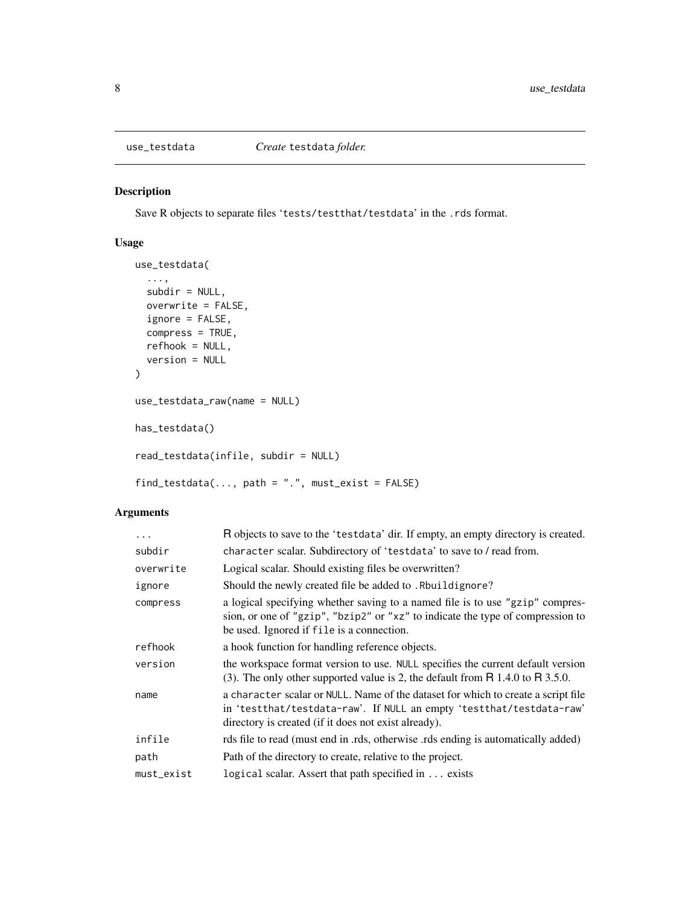## use_testdata — *Create* `testdata` *folder.*

### Description

Save R objects to separate files 'tests/testthat/testdata' in the `.rds` format.

### Usage

```
use_testdata(
  ...,
  subdir = NULL,
  overwrite = FALSE,
  ignore = FALSE,
  compress = TRUE,
  refhook = NULL,
  version = NULL
)

use_testdata_raw(name = NULL)

has_testdata()

read_testdata(infile, subdir = NULL)

find_testdata(..., path = ".", must_exist = FALSE)
```

### Arguments

| | |
|---|---|
| `...` | R objects to save to the 'testdata' dir. If empty, an empty directory is created. |
| `subdir` | `character` scalar. Subdirectory of 'testdata' to save to / read from. |
| `overwrite` | Logical scalar. Should existing files be overwritten? |
| `ignore` | Should the newly created file be added to `.Rbuildignore`? |
| `compress` | a logical specifying whether saving to a named file is to use `"gzip"` compression, or one of `"gzip"`, `"bzip2"` or `"xz"` to indicate the type of compression to be used. Ignored if `file` is a connection. |
| `refhook` | a hook function for handling reference objects. |
| `version` | the workspace format version to use. `NULL` specifies the current default version (3). The only other supported value is 2, the default from R 1.4.0 to R 3.5.0. |
| `name` | a `character` scalar or `NULL`. Name of the dataset for which to create a script file in 'testthat/testdata-raw'. If `NULL` an empty 'testthat/testdata-raw' directory is created (if it does not exist already). |
| `infile` | rds file to read (must end in .rds, otherwise .rds ending is automatically added) |
| `path` | Path of the directory to create, relative to the project. |
| `must_exist` | `logical` scalar. Assert that path specified in `...` exists |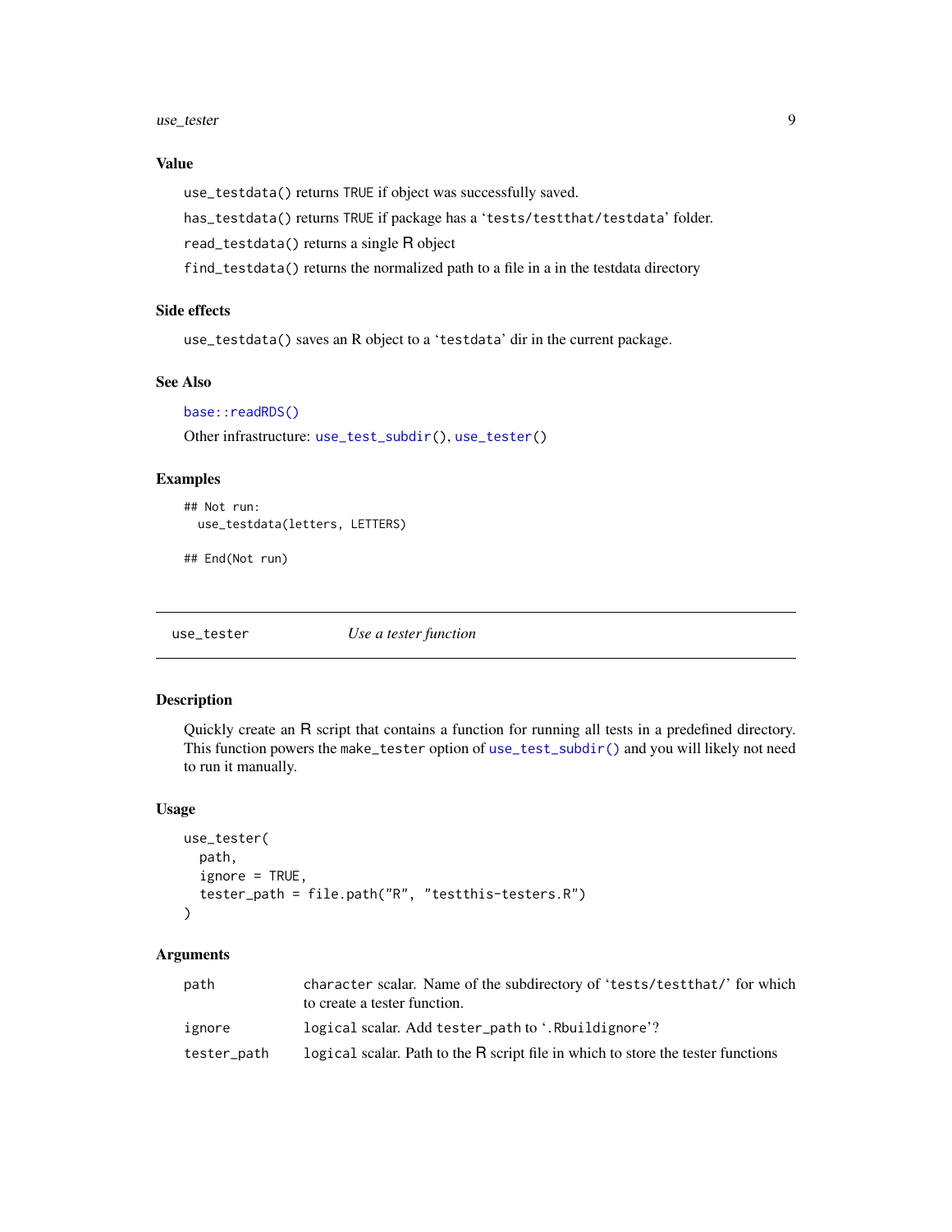### Value

`use_testdata()` returns `TRUE` if object was successfully saved.

`has_testdata()` returns `TRUE` if package has a '`tests/testthat/testdata`' folder.

`read_testdata()` returns a single R object

`find_testdata()` returns the normalized path to a file in a in the testdata directory

### Side effects

`use_testdata()` saves an R object to a '`testdata`' dir in the current package.

### See Also

`base::readRDS()`

Other infrastructure: `use_test_subdir()`, `use_tester()`

### Examples

```
## Not run:
  use_testdata(letters, LETTERS)

## End(Not run)
```

---

## use_tester — *Use a tester function*

---

### Description

Quickly create an R script that contains a function for running all tests in a predefined directory. This function powers the `make_tester` option of `use_test_subdir()` and you will likely not need to run it manually.

### Usage

```
use_tester(
  path,
  ignore = TRUE,
  tester_path = file.path("R", "testthis-testers.R")
)
```

### Arguments

| | |
|---|---|
| `path` | `character` scalar. Name of the subdirectory of '`tests/testthat/`' for which to create a tester function. |
| `ignore` | `logical` scalar. Add `tester_path` to '`.Rbuildignore`'? |
| `tester_path` | `logical` scalar. Path to the R script file in which to store the tester functions |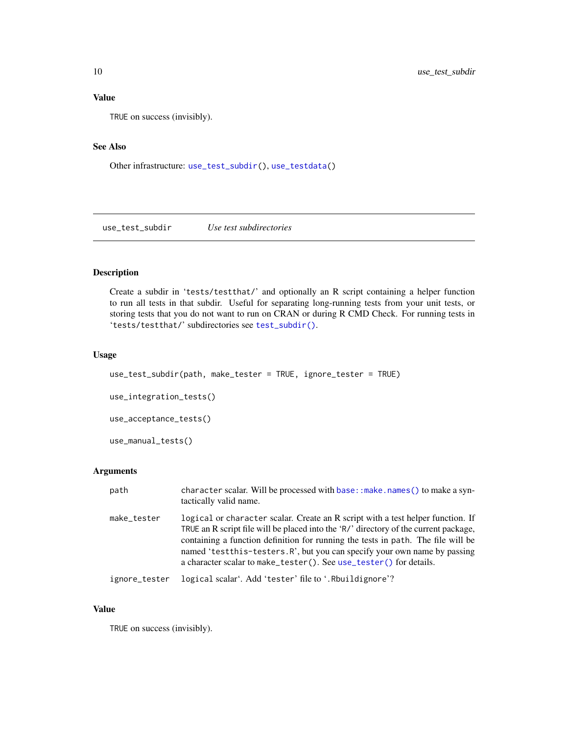### Value

`TRUE` on success (invisibly).

### See Also

Other infrastructure: `use_test_subdir()`, `use_testdata()`

---

## use_test_subdir — *Use test subdirectories*

---

### Description

Create a subdir in 'tests/testthat/' and optionally an R script containing a helper function to run all tests in that subdir. Useful for separating long-running tests from your unit tests, or storing tests that you do not want to run on CRAN or during R CMD Check. For running tests in 'tests/testthat/' subdirectories see `test_subdir()`.

### Usage

```
use_test_subdir(path, make_tester = TRUE, ignore_tester = TRUE)

use_integration_tests()

use_acceptance_tests()

use_manual_tests()
```

### Arguments

| | |
|---|---|
| `path` | `character` scalar. Will be processed with `base::make.names()` to make a syntactically valid name. |
| `make_tester` | `logical` or `character` scalar. Create an R script with a test helper function. If `TRUE` an R script file will be placed into the 'R/' directory of the current package, containing a function definition for running the tests in `path`. The file will be named 'testthis-testers.R', but you can specify your own name by passing a character scalar to `make_tester()`. See `use_tester()` for details. |
| `ignore_tester` | `logical` scalar'. Add 'tester' file to '.Rbuildignore'? |

### Value

`TRUE` on success (invisibly).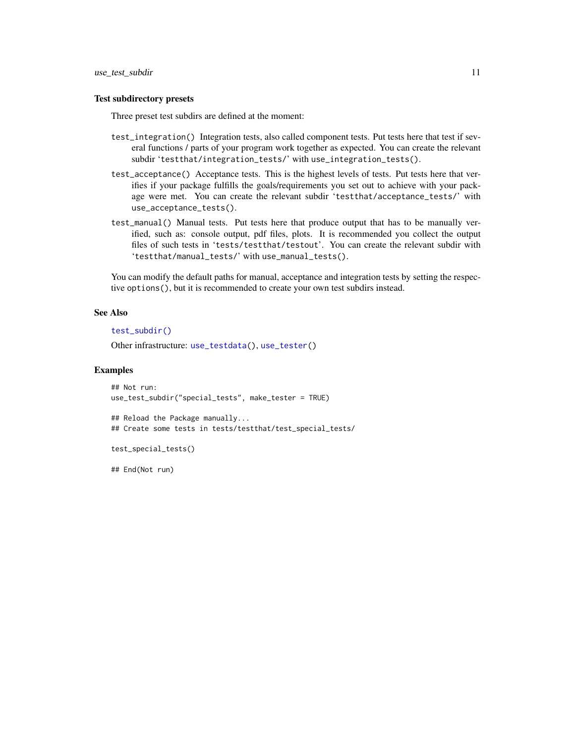### Test subdirectory presets

Three preset test subdirs are defined at the moment:

`test_integration()` Integration tests, also called component tests. Put tests here that test if several functions / parts of your program work together as expected. You can create the relevant subdir '`testthat/integration_tests/`' with `use_integration_tests()`.

`test_acceptance()` Acceptance tests. This is the highest levels of tests. Put tests here that verifies if your package fulfills the goals/requirements you set out to achieve with your package were met. You can create the relevant subdir '`testthat/acceptance_tests/`' with `use_acceptance_tests()`.

`test_manual()` Manual tests. Put tests here that produce output that has to be manually verified, such as: console output, pdf files, plots. It is recommended you collect the output files of such tests in '`tests/testthat/testout`'. You can create the relevant subdir with '`testthat/manual_tests/`' with `use_manual_tests()`.

You can modify the default paths for manual, acceptance and integration tests by setting the respective `options()`, but it is recommended to create your own test subdirs instead.

### See Also

`test_subdir()`

Other infrastructure: `use_testdata()`, `use_tester()`

### Examples

```
## Not run:
use_test_subdir("special_tests", make_tester = TRUE)

## Reload the Package manually...
## Create some tests in tests/testthat/test_special_tests/

test_special_tests()

## End(Not run)
```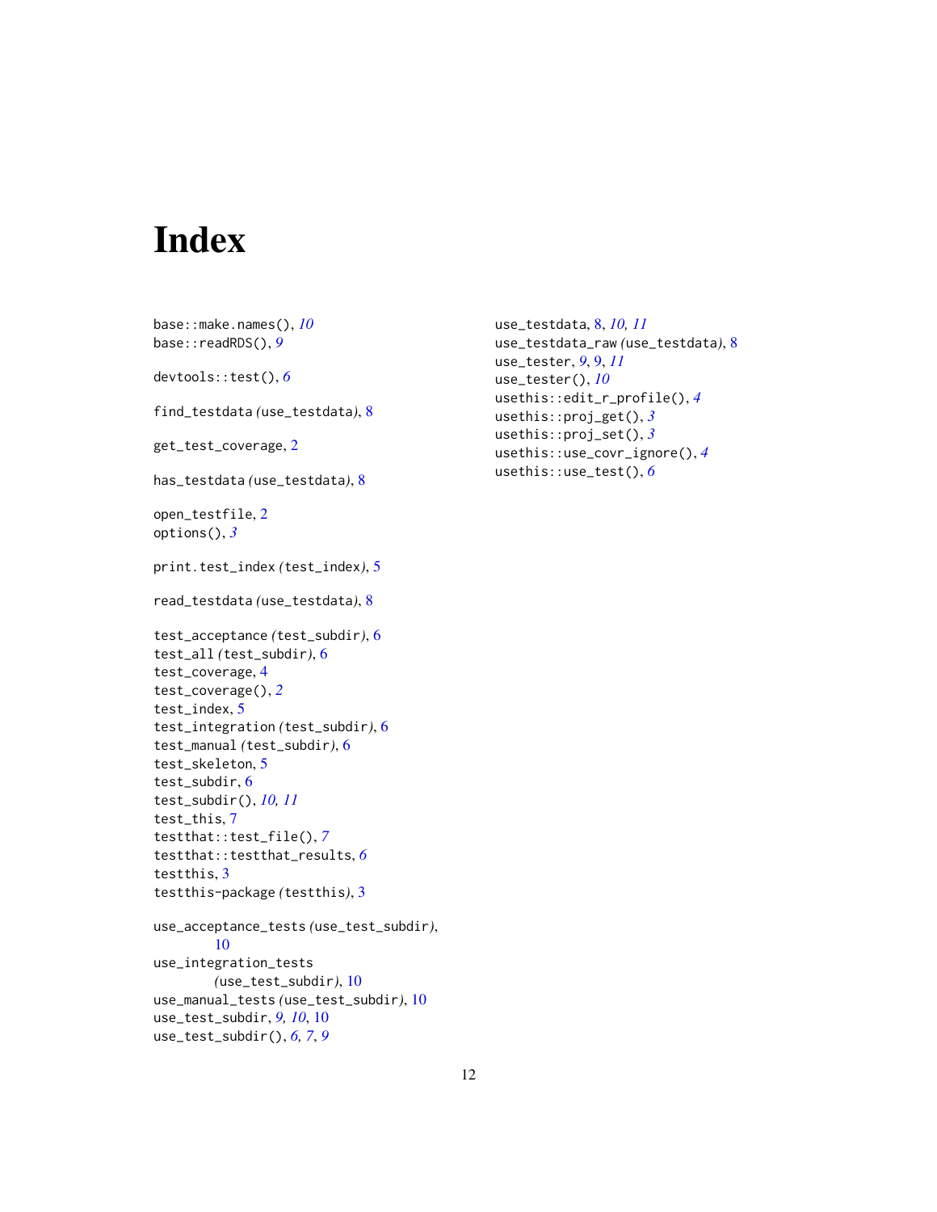# Index

base::make.names(), *10*
base::readRDS(), *9*

devtools::test(), *6*

find_testdata (use_testdata), 8

get_test_coverage, 2

has_testdata (use_testdata), 8

open_testfile, 2
options(), *3*

print.test_index (test_index), 5

read_testdata (use_testdata), 8

test_acceptance (test_subdir), 6
test_all (test_subdir), 6
test_coverage, 4
test_coverage(), *2*
test_index, 5
test_integration (test_subdir), 6
test_manual (test_subdir), 6
test_skeleton, 5
test_subdir, 6
test_subdir(), *10, 11*
test_this, 7
testthat::test_file(), *7*
testthat::testthat_results, *6*
testthis, 3
testthis-package (testthis), 3

use_acceptance_tests (use_test_subdir), 10
use_integration_tests (use_test_subdir), 10
use_manual_tests (use_test_subdir), 10
use_test_subdir, *9, 10*, 10
use_test_subdir(), *6, 7*, *9*
use_testdata, 8, *10, 11*
use_testdata_raw (use_testdata), 8
use_tester, *9*, 9, *11*
use_tester(), *10*
usethis::edit_r_profile(), *4*
usethis::proj_get(), *3*
usethis::proj_set(), *3*
usethis::use_covr_ignore(), *4*
usethis::use_test(), *6*